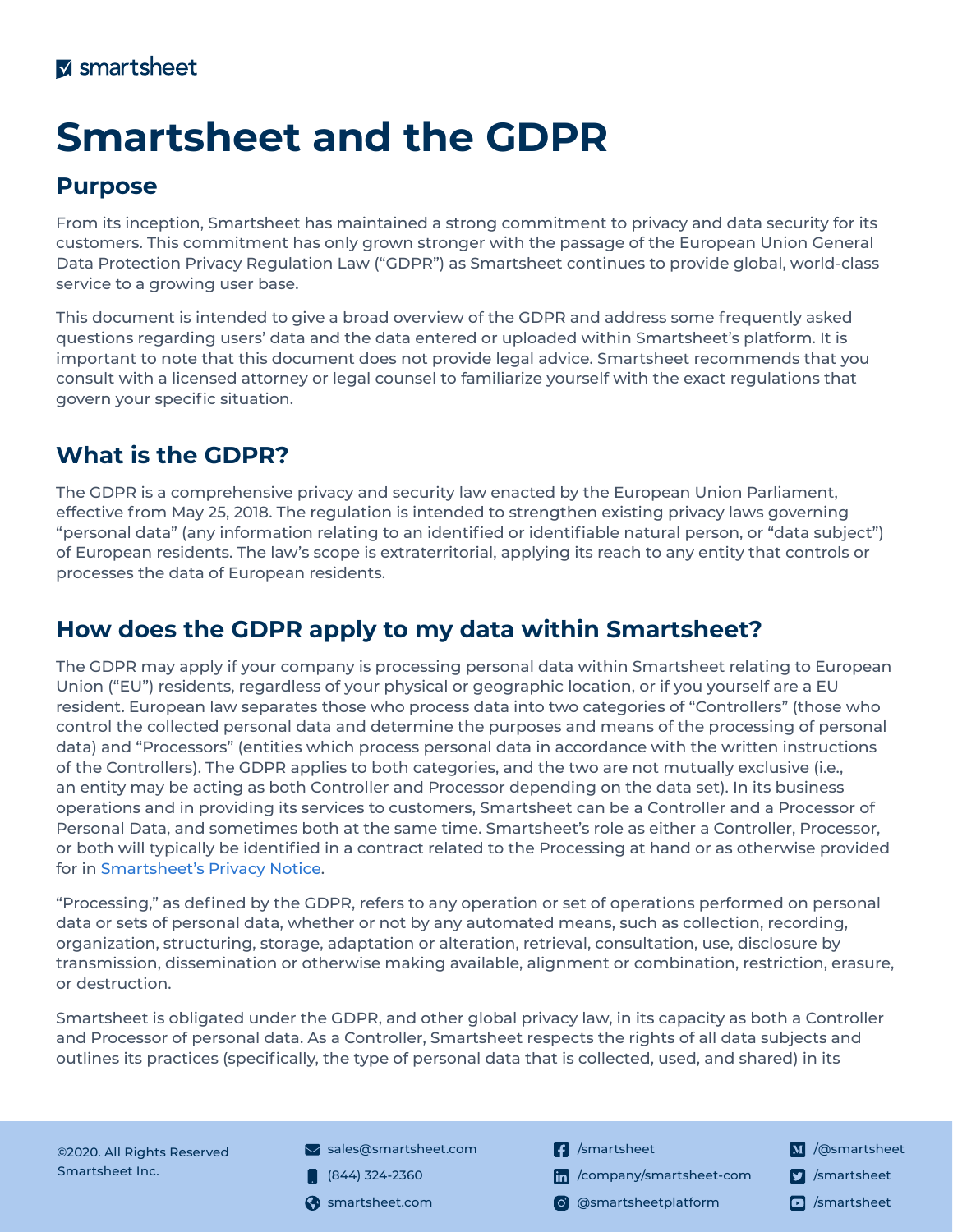# Smartsheet and the GDPR

## Purpose

From its inception, Smartsheet has maintained a strong commitment to privacy and data security for its customers. This commitment has only grown stronger with the passage of the European Union General Data Protection Privacy Regulation Law ("GDPR") as Smartsheet continues to provide global, world-class service to a growing user base.

This document is intended to give a broad overview of the GDPR and address some frequently asked questions regarding users' data and the data entered or uploaded within Smartsheet's platform. It is important to note that this document does not provide legal advice. Smartsheet recommends that you consult with a licensed attorney or legal counsel to familiarize yourself with the exact regulations that govern your specific situation.

## What is the GDPR?

The GDPR is a comprehensive privacy and security law enacted by the European Union Parliament, effective from May 25, 2018. The regulation is intended to strengthen existing privacy laws governing "personal data" (any information relating to an identified or identifiable natural person, or "data subject") of European residents. The law's scope is extraterritorial, applying its reach to any entity that controls or processes the data of European residents.

## How does the GDPR apply to my data within Smartsheet?

The GDPR may apply if your company is processing personal data within Smartsheet relating to European Union ("EU") residents, regardless of your physical or geographic location, or if you yourself are a EU resident. European law separates those who process data into two categories of "Controllers" (those who control the collected personal data and determine the purposes and means of the processing of personal data) and "Processors" (entities which process personal data in accordance with the written instructions of the Controllers). The GDPR applies to both categories, and the two are not mutually exclusive (i.e., an entity may be acting as both Controller and Processor depending on the data set). In its business operations and in providing its services to customers, Smartsheet can be a Controller and a Processor of Personal Data, and sometimes both at the same time. Smartsheet's role as either a Controller, Processor, or both will typically be identified in a contract related to the Processing at hand or as otherwise provided for in Smartsheet's Privacy Notice.

"Processing," as defined by the GDPR, refers to any operation or set of operations performed on personal data or sets of personal data, whether or not by any automated means, such as collection, recording, organization, structuring, storage, adaptation or alteration, retrieval, consultation, use, disclosure by transmission, dissemination or otherwise making available, alignment or combination, restriction, erasure, or destruction.

Smartsheet is obligated under the GDPR, and other global privacy law, in its capacity as both a Controller and Processor of personal data. As a Controller, Smartsheet respects the rights of all data subjects and outlines its practices (specifically, the type of personal data that is collected, used, and shared) in its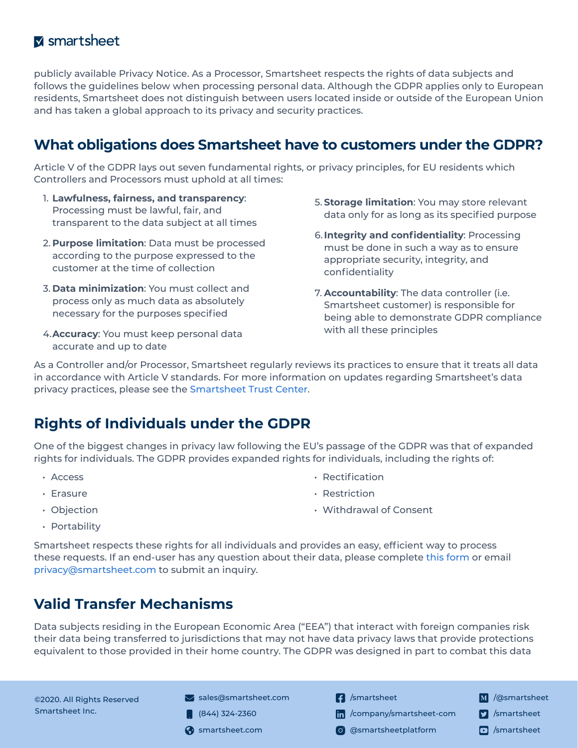publicly available Privacy Notice. As a Processor, Smartsheet respects the rights of data subjects and follows the guidelines below when processing personal data. Although the GDPR applies only to European residents, Smartsheet does not distinguish between users located inside or outside of the European Union and has taken a global approach to its privacy and security practices.

## What obligations does Smartsheet have to customers under the GDPR?

Article V of the GDPR lays out seven fundamental rights, or privacy principles, for EU residents which Controllers and Processors must uphold at all times:

1. **Lawfulness, fairness, and transparency**: Processing must be lawful, fair, and transparent to the data subject at all times
2. **Purpose limitation**: Data must be processed according to the purpose expressed to the customer at the time of collection
3. **Data minimization**: You must collect and process only as much data as absolutely necessary for the purposes specified
4. **Accuracy**: You must keep personal data accurate and up to date
5. **Storage limitation**: You may store relevant data only for as long as its specified purpose
6. **Integrity and confidentiality**: Processing must be done in such a way as to ensure appropriate security, integrity, and confidentiality
7. **Accountability**: The data controller (i.e. Smartsheet customer) is responsible for being able to demonstrate GDPR compliance with all these principles

As a Controller and/or Processor, Smartsheet regularly reviews its practices to ensure that it treats all data in accordance with Article V standards. For more information on updates regarding Smartsheet's data privacy practices, please see the Smartsheet Trust Center.

## Rights of Individuals under the GDPR

One of the biggest changes in privacy law following the EU's passage of the GDPR was that of expanded rights for individuals. The GDPR provides expanded rights for individuals, including the rights of:

- Access
- Erasure
- Objection
- Portability
- Rectification
- Restriction
- Withdrawal of Consent

Smartsheet respects these rights for all individuals and provides an easy, efficient way to process these requests. If an end-user has any question about their data, please complete this form or email privacy@smartsheet.com to submit an inquiry.

## Valid Transfer Mechanisms

Data subjects residing in the European Economic Area ("EEA") that interact with foreign companies risk their data being transferred to jurisdictions that may not have data privacy laws that provide protections equivalent to those provided in their home country. The GDPR was designed in part to combat this data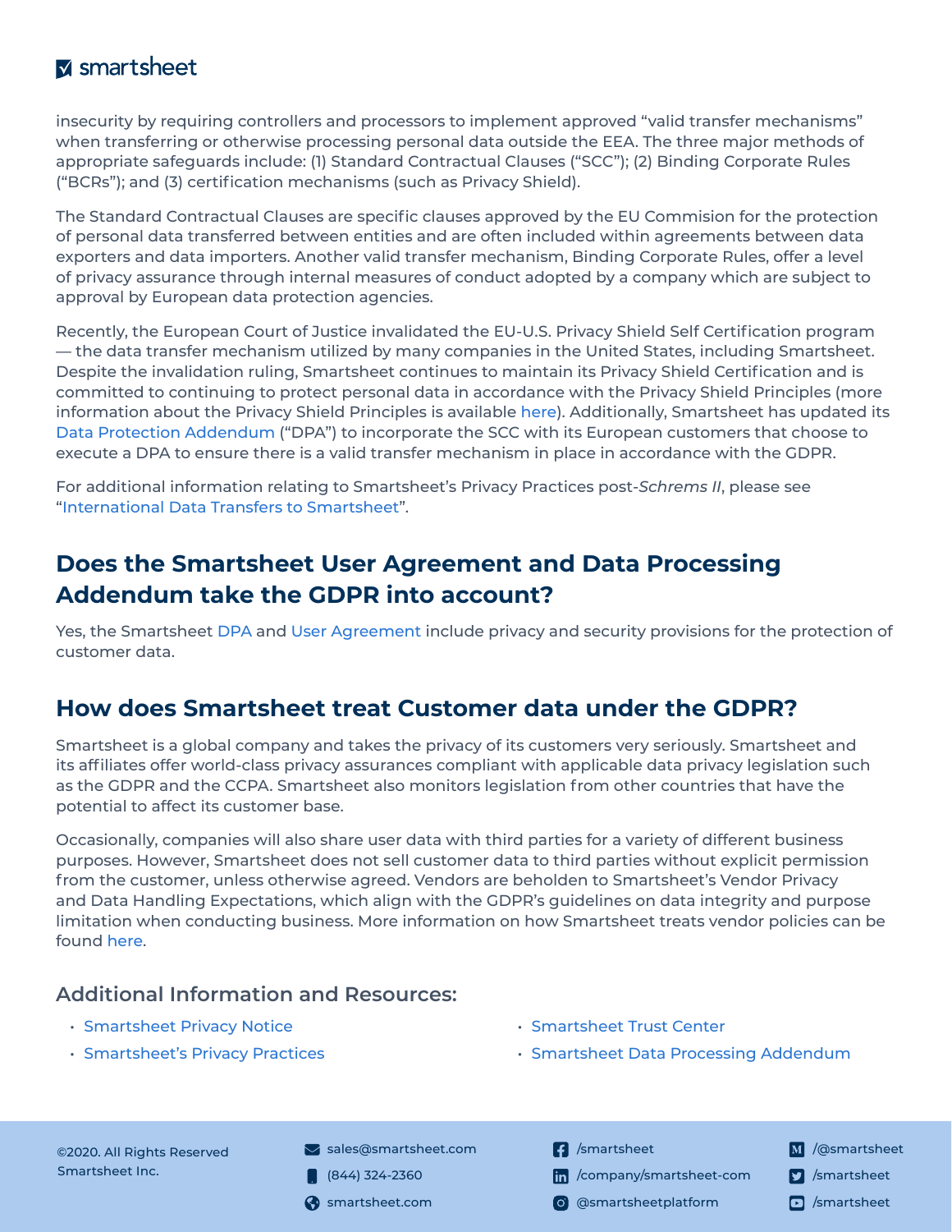insecurity by requiring controllers and processors to implement approved "valid transfer mechanisms" when transferring or otherwise processing personal data outside the EEA. The three major methods of appropriate safeguards include: (1) Standard Contractual Clauses ("SCC"); (2) Binding Corporate Rules ("BCRs"); and (3) certification mechanisms (such as Privacy Shield).

The Standard Contractual Clauses are specific clauses approved by the EU Commision for the protection of personal data transferred between entities and are often included within agreements between data exporters and data importers. Another valid transfer mechanism, Binding Corporate Rules, offer a level of privacy assurance through internal measures of conduct adopted by a company which are subject to approval by European data protection agencies.

Recently, the European Court of Justice invalidated the EU-U.S. Privacy Shield Self Certification program — the data transfer mechanism utilized by many companies in the United States, including Smartsheet. Despite the invalidation ruling, Smartsheet continues to maintain its Privacy Shield Certification and is committed to continuing to protect personal data in accordance with the Privacy Shield Principles (more information about the Privacy Shield Principles is available here). Additionally, Smartsheet has updated its Data Protection Addendum ("DPA") to incorporate the SCC with its European customers that choose to execute a DPA to ensure there is a valid transfer mechanism in place in accordance with the GDPR.

For additional information relating to Smartsheet's Privacy Practices post-*Schrems II*, please see "International Data Transfers to Smartsheet".

## Does the Smartsheet User Agreement and Data Processing Addendum take the GDPR into account?

Yes, the Smartsheet DPA and User Agreement include privacy and security provisions for the protection of customer data.

## How does Smartsheet treat Customer data under the GDPR?

Smartsheet is a global company and takes the privacy of its customers very seriously. Smartsheet and its affiliates offer world-class privacy assurances compliant with applicable data privacy legislation such as the GDPR and the CCPA. Smartsheet also monitors legislation from other countries that have the potential to affect its customer base.

Occasionally, companies will also share user data with third parties for a variety of different business purposes. However, Smartsheet does not sell customer data to third parties without explicit permission from the customer, unless otherwise agreed. Vendors are beholden to Smartsheet's Vendor Privacy and Data Handling Expectations, which align with the GDPR's guidelines on data integrity and purpose limitation when conducting business. More information on how Smartsheet treats vendor policies can be found here.

### Additional Information and Resources:

- Smartsheet Privacy Notice
- Smartsheet's Privacy Practices
- Smartsheet Trust Center
- Smartsheet Data Processing Addendum

©2020. All Rights Reserved Smartsheet Inc.

sales@smartsheet.com
(844) 324-2360
smartsheet.com

/smartsheet
/company/smartsheet-com
@smartsheetplatform

/@smartsheet
/smartsheet
/smartsheet